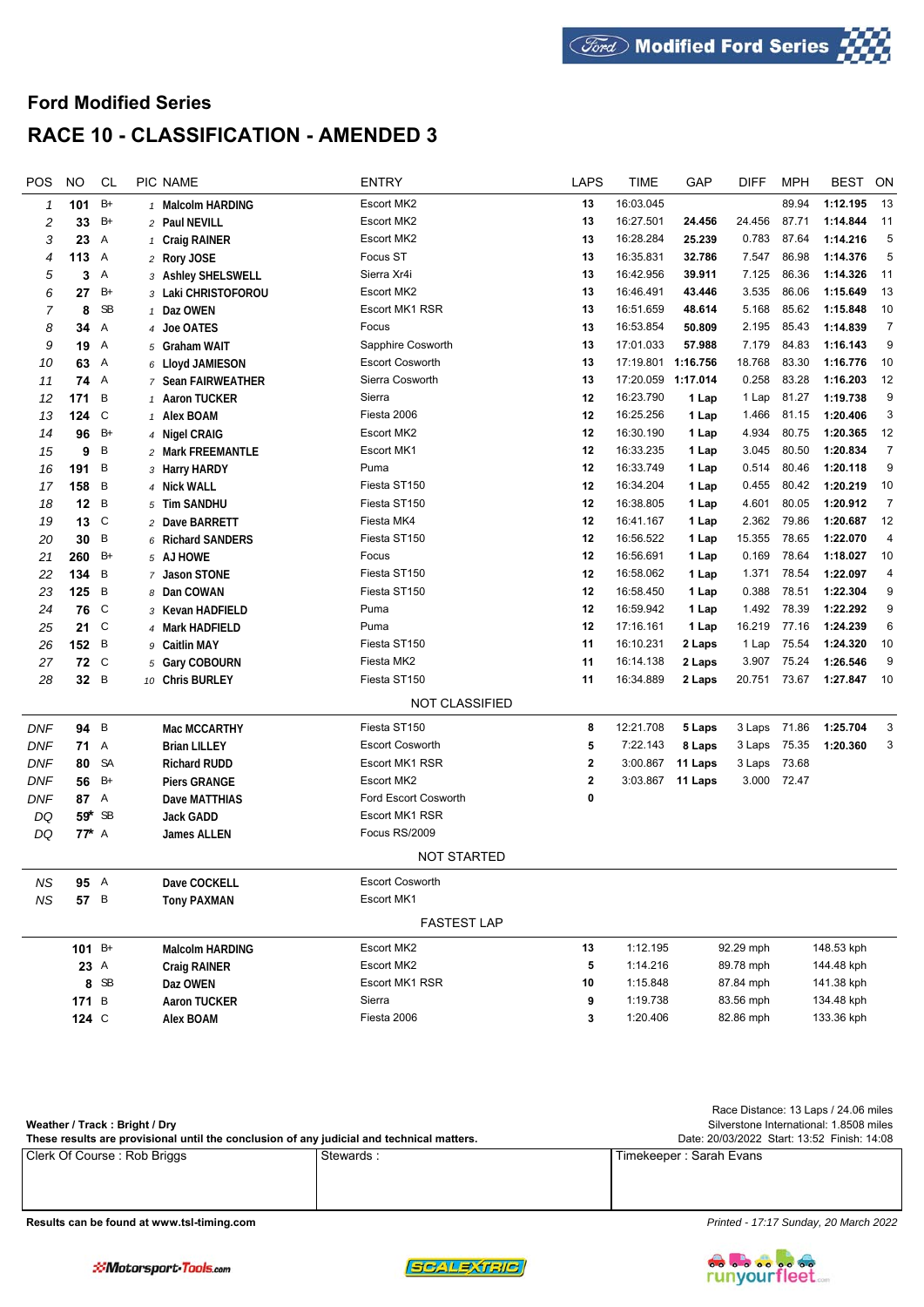Modified Ford Series

## Ford Modified Series

# RACE 10 - CLASSIFICATION - AMENDED 3

| POS | NO | CL | PIC | NAME | ENTRY | LAPS | TIME | GAP | DIFF | MPH | BEST | ON |
|---|---|---|---|---|---|---|---|---|---|---|---|---|
| 1 | **101** | B+ | 1 | **Malcolm HARDING** | Escort MK2 | **13** | 16:03.045 | | | 89.94 | **1:12.195** | 13 |
| 2 | **33** | B+ | 2 | **Paul NEVILL** | Escort MK2 | **13** | 16:27.501 | **24.456** | 24.456 | 87.71 | **1:14.844** | 11 |
| 3 | **23** | A | 1 | **Craig RAINER** | Escort MK2 | **13** | 16:28.284 | **25.239** | 0.783 | 87.64 | **1:14.216** | 5 |
| 4 | **113** | A | 2 | **Rory JOSE** | Focus ST | **13** | 16:35.831 | **32.786** | 7.547 | 86.98 | **1:14.376** | 5 |
| 5 | **3** | A | 3 | **Ashley SHELSWELL** | Sierra Xr4i | **13** | 16:42.956 | **39.911** | 7.125 | 86.36 | **1:14.326** | 11 |
| 6 | **27** | B+ | 3 | **Laki CHRISTOFOROU** | Escort MK2 | **13** | 16:46.491 | **43.446** | 3.535 | 86.06 | **1:15.649** | 13 |
| 7 | **8** | SB | 1 | **Daz OWEN** | Escort MK1 RSR | **13** | 16:51.659 | **48.614** | 5.168 | 85.62 | **1:15.848** | 10 |
| 8 | **34** | A | 4 | **Joe OATES** | Focus | **13** | 16:53.854 | **50.809** | 2.195 | 85.43 | **1:14.839** | 7 |
| 9 | **19** | A | 5 | **Graham WAIT** | Sapphire Cosworth | **13** | 17:01.033 | **57.988** | 7.179 | 84.83 | **1:16.143** | 9 |
| 10 | **63** | A | 6 | **Lloyd JAMIESON** | Escort Cosworth | **13** | 17:19.801 | **1:16.756** | 18.768 | 83.30 | **1:16.776** | 10 |
| 11 | **74** | A | 7 | **Sean FAIRWEATHER** | Sierra Cosworth | **13** | 17:20.059 | **1:17.014** | 0.258 | 83.28 | **1:16.203** | 12 |
| 12 | **171** | B | 1 | **Aaron TUCKER** | Sierra | **12** | 16:23.790 | **1 Lap** | 1 Lap | 81.27 | **1:19.738** | 9 |
| 13 | **124** | C | 1 | **Alex BOAM** | Fiesta 2006 | **12** | 16:25.256 | **1 Lap** | 1.466 | 81.15 | **1:20.406** | 3 |
| 14 | **96** | B+ | 4 | **Nigel CRAIG** | Escort MK2 | **12** | 16:30.190 | **1 Lap** | 4.934 | 80.75 | **1:20.365** | 12 |
| 15 | **9** | B | 2 | **Mark FREEMANTLE** | Escort MK1 | **12** | 16:33.235 | **1 Lap** | 3.045 | 80.50 | **1:20.834** | 7 |
| 16 | **191** | B | 3 | **Harry HARDY** | Puma | **12** | 16:33.749 | **1 Lap** | 0.514 | 80.46 | **1:20.118** | 9 |
| 17 | **158** | B | 4 | **Nick WALL** | Fiesta ST150 | **12** | 16:34.204 | **1 Lap** | 0.455 | 80.42 | **1:20.219** | 10 |
| 18 | **12** | B | 5 | **Tim SANDHU** | Fiesta ST150 | **12** | 16:38.805 | **1 Lap** | 4.601 | 80.05 | **1:20.912** | 7 |
| 19 | **13** | C | 2 | **Dave BARRETT** | Fiesta MK4 | **12** | 16:41.167 | **1 Lap** | 2.362 | 79.86 | **1:20.687** | 12 |
| 20 | **30** | B | 6 | **Richard SANDERS** | Fiesta ST150 | **12** | 16:56.522 | **1 Lap** | 15.355 | 78.65 | **1:22.070** | 4 |
| 21 | **260** | B+ | 5 | **AJ HOWE** | Focus | **12** | 16:56.691 | **1 Lap** | 0.169 | 78.64 | **1:18.027** | 10 |
| 22 | **134** | B | 7 | **Jason STONE** | Fiesta ST150 | **12** | 16:58.062 | **1 Lap** | 1.371 | 78.54 | **1:22.097** | 4 |
| 23 | **125** | B | 8 | **Dan COWAN** | Fiesta ST150 | **12** | 16:58.450 | **1 Lap** | 0.388 | 78.51 | **1:22.304** | 9 |
| 24 | **76** | C | 3 | **Kevan HADFIELD** | Puma | **12** | 16:59.942 | **1 Lap** | 1.492 | 78.39 | **1:22.292** | 9 |
| 25 | **21** | C | 4 | **Mark HADFIELD** | Puma | **12** | 17:16.161 | **1 Lap** | 16.219 | 77.16 | **1:24.239** | 6 |
| 26 | **152** | B | 9 | **Caitlin MAY** | Fiesta ST150 | **11** | 16:10.231 | **2 Laps** | 1 Lap | 75.54 | **1:24.320** | 10 |
| 27 | **72** | C | 5 | **Gary COBOURN** | Fiesta MK2 | **11** | 16:14.138 | **2 Laps** | 3.907 | 75.24 | **1:26.546** | 9 |
| 28 | **32** | B | 10 | **Chris BURLEY** | Fiesta ST150 | **11** | 16:34.889 | **2 Laps** | 20.751 | 73.67 | **1:27.847** | 10 |

NOT CLASSIFIED

| POS | NO | CL | PIC | NAME | ENTRY | LAPS | TIME | GAP | DIFF | MPH | BEST | ON |
|---|---|---|---|---|---|---|---|---|---|---|---|---|
| DNF | **94** | B | | **Mac MCCARTHY** | Fiesta ST150 | **8** | 12:21.708 | **5 Laps** | 3 Laps | 71.86 | **1:25.704** | 3 |
| DNF | **71** | A | | **Brian LILLEY** | Escort Cosworth | **5** | 7:22.143 | **8 Laps** | 3 Laps | 75.35 | **1:20.360** | 3 |
| DNF | **80** | SA | | **Richard RUDD** | Escort MK1 RSR | **2** | 3:00.867 | **11 Laps** | 3 Laps | 73.68 | | |
| DNF | **56** | B+ | | **Piers GRANGE** | Escort MK2 | **2** | 3:03.867 | **11 Laps** | 3.000 | 72.47 | | |
| DNF | **87** | A | | **Dave MATTHIAS** | Ford Escort Cosworth | **0** | | | | | | |
| DQ | **59*** | SB | | **Jack GADD** | Escort MK1 RSR | | | | | | | |
| DQ | **77*** | A | | **James ALLEN** | Focus RS/2009 | | | | | | | |

NOT STARTED

| POS | NO | CL | NAME | ENTRY |
|---|---|---|---|---|
| NS | **95** | A | **Dave COCKELL** | Escort Cosworth |
| NS | **57** | B | **Tony PAXMAN** | Escort MK1 |

FASTEST LAP

| NO | CL | NAME | ENTRY | ON | TIME | MPH | KPH |
|---|---|---|---|---|---|---|---|
| **101** | B+ | **Malcolm HARDING** | Escort MK2 | **13** | 1:12.195 | 92.29 mph | 148.53 kph |
| **23** | A | **Craig RAINER** | Escort MK2 | **5** | 1:14.216 | 89.78 mph | 144.48 kph |
| **8** | SB | **Daz OWEN** | Escort MK1 RSR | **10** | 1:15.848 | 87.84 mph | 141.38 kph |
| **171** | B | **Aaron TUCKER** | Sierra | **9** | 1:19.738 | 83.56 mph | 134.48 kph |
| **124** | C | **Alex BOAM** | Fiesta 2006 | **3** | 1:20.406 | 82.86 mph | 133.36 kph |

Race Distance: 13 Laps / 24.06 miles
Silverstone International: 1.8508 miles
Date: 20/03/2022 Start: 13:52 Finish: 14:08

**Weather / Track : Bright / Dry**
**These results are provisional until the conclusion of any judicial and technical matters.**

| Clerk Of Course : Rob Briggs | Stewards : | Timekeeper : Sarah Evans |
|---|---|---|

**Results can be found at www.tsl-timing.com**

*Printed - 17:17 Sunday, 20 March 2022*

Motorsport-Tools.com | SCALEXTRIC | runyourfleet.com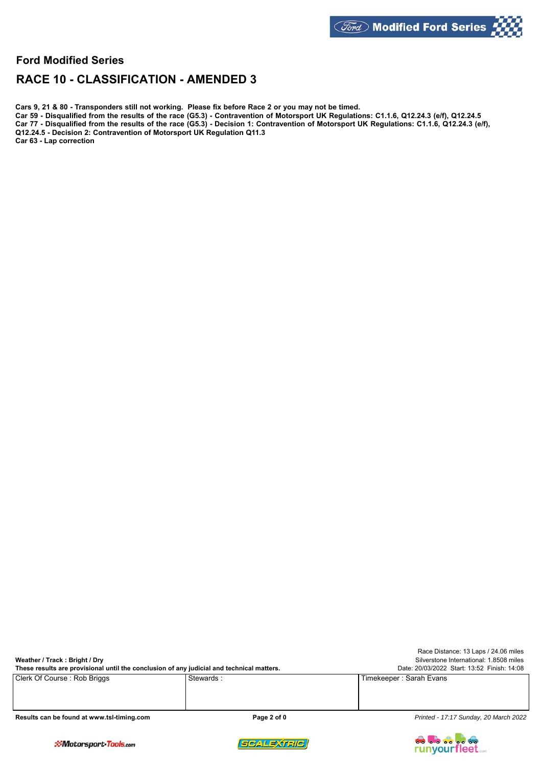## Ford Modified Series

# RACE 10 - CLASSIFICATION - AMENDED 3

**Cars 9, 21 & 80 - Transponders still not working. Please fix before Race 2 or you may not be timed.**
**Car 59 - Disqualified from the results of the race (G5.3) - Contravention of Motorsport UK Regulations: C1.1.6, Q12.24.3 (e/f), Q12.24.5**
**Car 77 - Disqualified from the results of the race (G5.3) - Decision 1: Contravention of Motorsport UK Regulations: C1.1.6, Q12.24.3 (e/f), Q12.24.5 - Decision 2: Contravention of Motorsport UK Regulation Q11.3**
**Car 63 - Lap correction**

**Weather / Track : Bright / Dry**
**These results are provisional until the conclusion of any judicial and technical matters.**

Race Distance: 13 Laps / 24.06 miles
Silverstone International: 1.8508 miles
Date: 20/03/2022 Start: 13:52 Finish: 14:08

| | | |
|---|---|---|
| Clerk Of Course : Rob Briggs | Stewards : | Timekeeper : Sarah Evans |

**Results can be found at www.tsl-timing.com**

*Printed - 17:17 Sunday, 20 March 2022*